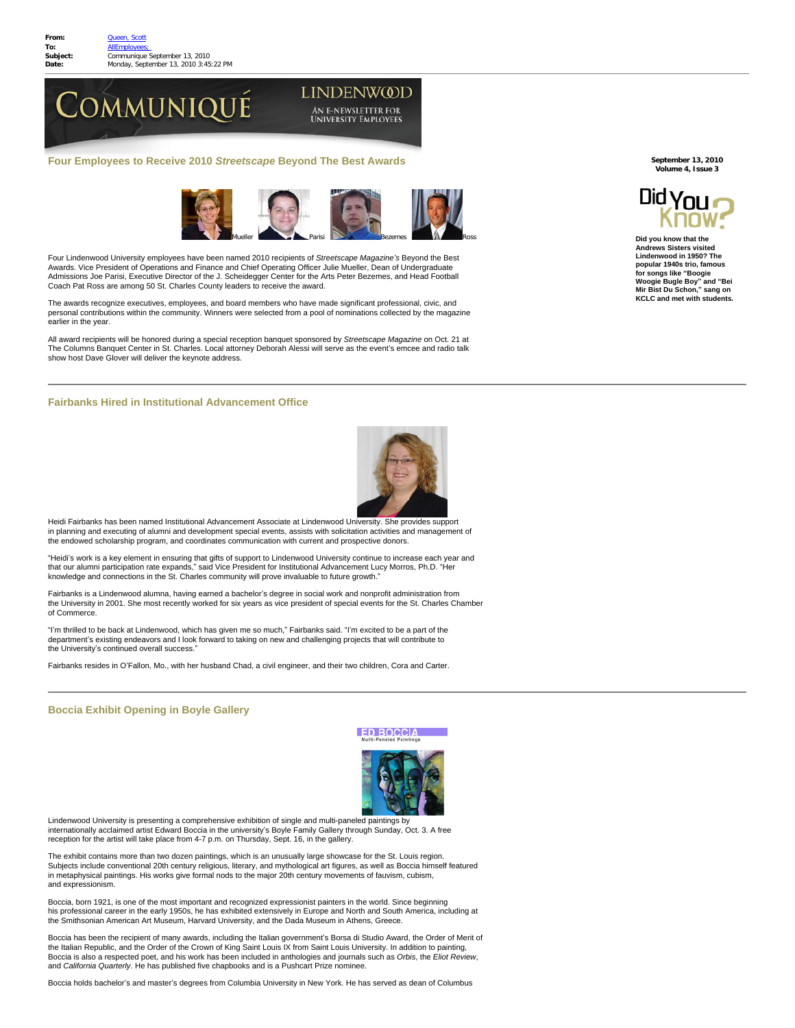**From:** Queen, Scott
**To:** AllEmployees;
**Subject:** Communique September 13, 2010
**Date:** Monday, September 13, 2010 3:45:22 PM

# COMMUNIQUÉ

LINDENWOOD
AN E-NEWSLETTER FOR UNIVERSITY EMPLOYEES

**September 13, 2010**
**Volume 4, Issue 3**

## Four Employees to Receive 2010 *Streetscape* Beyond The Best Awards

Mueller Parisi Bezemes Ross

Four Lindenwood University employees have been named 2010 recipients of *Streetscape Magazine's* Beyond the Best Awards. Vice President of Operations and Finance and Chief Operating Officer Julie Mueller, Dean of Undergraduate Admissions Joe Parisi, Executive Director of the J. Scheidegger Center for the Arts Peter Bezemes, and Head Football Coach Pat Ross are among 50 St. Charles County leaders to receive the award.

The awards recognize executives, employees, and board members who have made significant professional, civic, and personal contributions within the community. Winners were selected from a pool of nominations collected by the magazine earlier in the year.

All award recipients will be honored during a special reception banquet sponsored by *Streetscape Magazine* on Oct. 21 at The Columns Banquet Center in St. Charles. Local attorney Deborah Alessi will serve as the event's emcee and radio talk show host Dave Glover will deliver the keynote address.

---

**Did You Know?**

**Did you know that the Andrews Sisters visited Lindenwood in 1950? The popular 1940s trio, famous for songs like "Boogie Woogie Bugle Boy" and "Bei Mir Bist Du Schon," sang on KCLC and met with students.**

---

## Fairbanks Hired in Institutional Advancement Office

Heidi Fairbanks has been named Institutional Advancement Associate at Lindenwood University. She provides support in planning and executing of alumni and development special events, assists with solicitation activities and management of the endowed scholarship program, and coordinates communication with current and prospective donors.

"Heidi's work is a key element in ensuring that gifts of support to Lindenwood University continue to increase each year and that our alumni participation rate expands," said Vice President for Institutional Advancement Lucy Morros, Ph.D. "Her knowledge and connections in the St. Charles community will prove invaluable to future growth."

Fairbanks is a Lindenwood alumna, having earned a bachelor's degree in social work and nonprofit administration from the University in 2001. She most recently worked for six years as vice president of special events for the St. Charles Chamber of Commerce.

"I'm thrilled to be back at Lindenwood, which has given me so much," Fairbanks said. "I'm excited to be a part of the department's existing endeavors and I look forward to taking on new and challenging projects that will contribute to the University's continued overall success."

Fairbanks resides in O'Fallon, Mo., with her husband Chad, a civil engineer, and their two children, Cora and Carter.

---

## Boccia Exhibit Opening in Boyle Gallery

ED BOCCIA
Multi-Paneled Paintings

Lindenwood University is presenting a comprehensive exhibition of single and multi-paneled paintings by internationally acclaimed artist Edward Boccia in the university's Boyle Family Gallery through Sunday, Oct. 3. A free reception for the artist will take place from 4-7 p.m. on Thursday, Sept. 16, in the gallery.

The exhibit contains more than two dozen paintings, which is an unusually large showcase for the St. Louis region. Subjects include conventional 20th century religious, literary, and mythological art figures, as well as Boccia himself featured in metaphysical paintings. His works give formal nods to the major 20th century movements of fauvism, cubism, and expressionism.

Boccia, born 1921, is one of the most important and recognized expressionist painters in the world. Since beginning his professional career in the early 1950s, he has exhibited extensively in Europe and North and South America, including at the Smithsonian American Art Museum, Harvard University, and the Dada Museum in Athens, Greece.

Boccia has been the recipient of many awards, including the Italian government's Borsa di Studio Award, the Order of Merit of the Italian Republic, and the Order of the Crown of King Saint Louis IX from Saint Louis University. In addition to painting, Boccia is also a respected poet, and his work has been included in anthologies and journals such as *Orbis*, the *Eliot Review*, and *California Quarterly*. He has published five chapbooks and is a Pushcart Prize nominee.

Boccia holds bachelor's and master's degrees from Columbia University in New York. He has served as dean of Columbus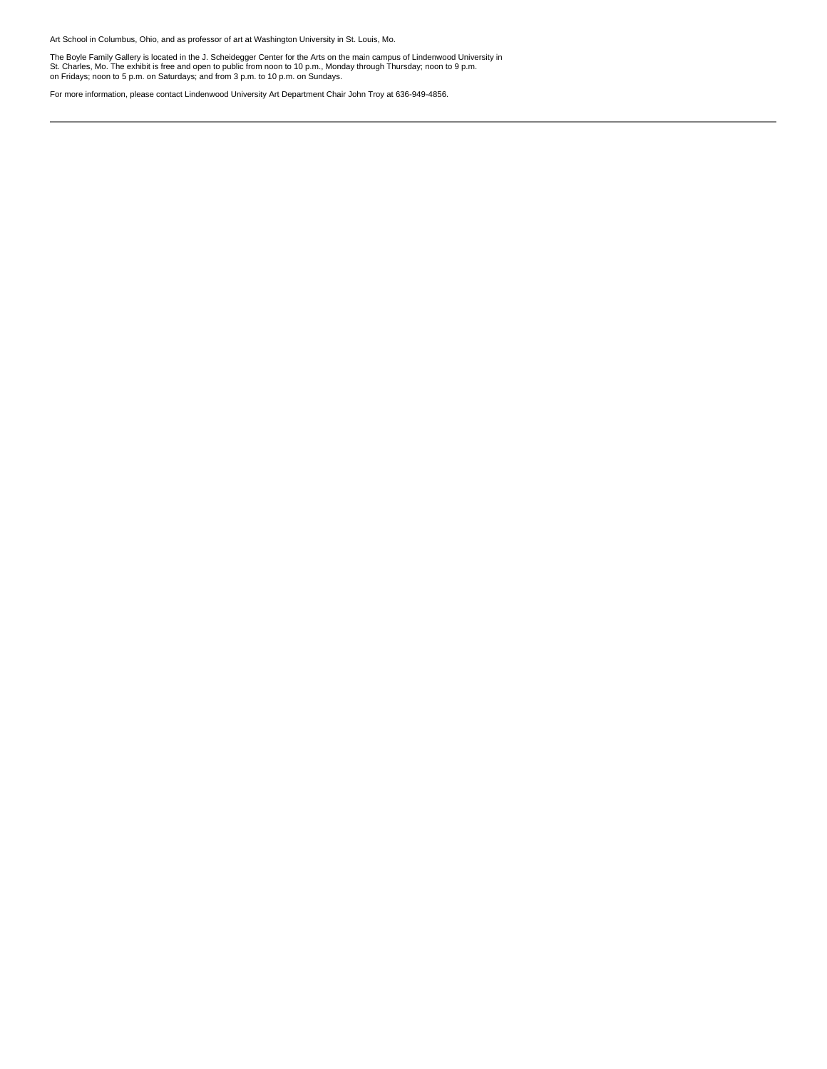Art School in Columbus, Ohio, and as professor of art at Washington University in St. Louis, Mo.

The Boyle Family Gallery is located in the J. Scheidegger Center for the Arts on the main campus of Lindenwood University in St. Charles, Mo. The exhibit is free and open to public from noon to 10 p.m., Monday through Thursday; noon to 9 p.m. on Fridays; noon to 5 p.m. on Saturdays; and from 3 p.m. to 10 p.m. on Sundays.

For more information, please contact Lindenwood University Art Department Chair John Troy at 636-949-4856.

---